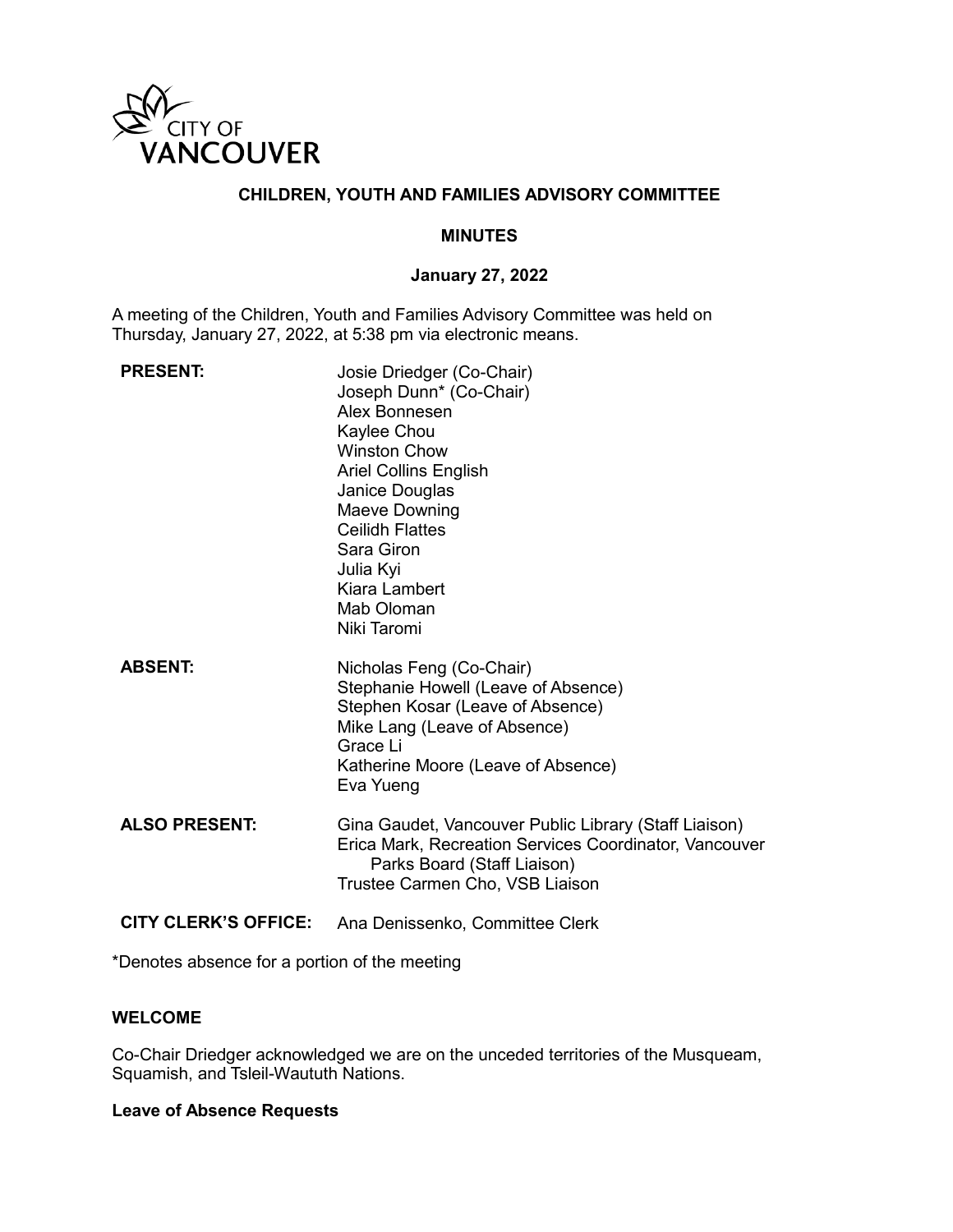CITY OF VANCOUVER

# CHILDREN, YOUTH AND FAMILIES ADVISORY COMMITTEE

## MINUTES

### January 27, 2022

A meeting of the Children, Youth and Families Advisory Committee was held on Thursday, January 27, 2022, at 5:38 pm via electronic means.

**PRESENT:**
Josie Driedger (Co-Chair)
Joseph Dunn* (Co-Chair)
Alex Bonnesen
Kaylee Chou
Winston Chow
Ariel Collins English
Janice Douglas
Maeve Downing
Ceilidh Flattes
Sara Giron
Julia Kyi
Kiara Lambert
Mab Oloman
Niki Taromi

**ABSENT:**
Nicholas Feng (Co-Chair)
Stephanie Howell (Leave of Absence)
Stephen Kosar (Leave of Absence)
Mike Lang (Leave of Absence)
Grace Li
Katherine Moore (Leave of Absence)
Eva Yueng

**ALSO PRESENT:**
Gina Gaudet, Vancouver Public Library (Staff Liaison)
Erica Mark, Recreation Services Coordinator, Vancouver Parks Board (Staff Liaison)
Trustee Carmen Cho, VSB Liaison

**CITY CLERK'S OFFICE:** Ana Denissenko, Committee Clerk

*Denotes absence for a portion of the meeting

**WELCOME**

Co-Chair Driedger acknowledged we are on the unceded territories of the Musqueam, Squamish, and Tsleil-Waututh Nations.

**Leave of Absence Requests**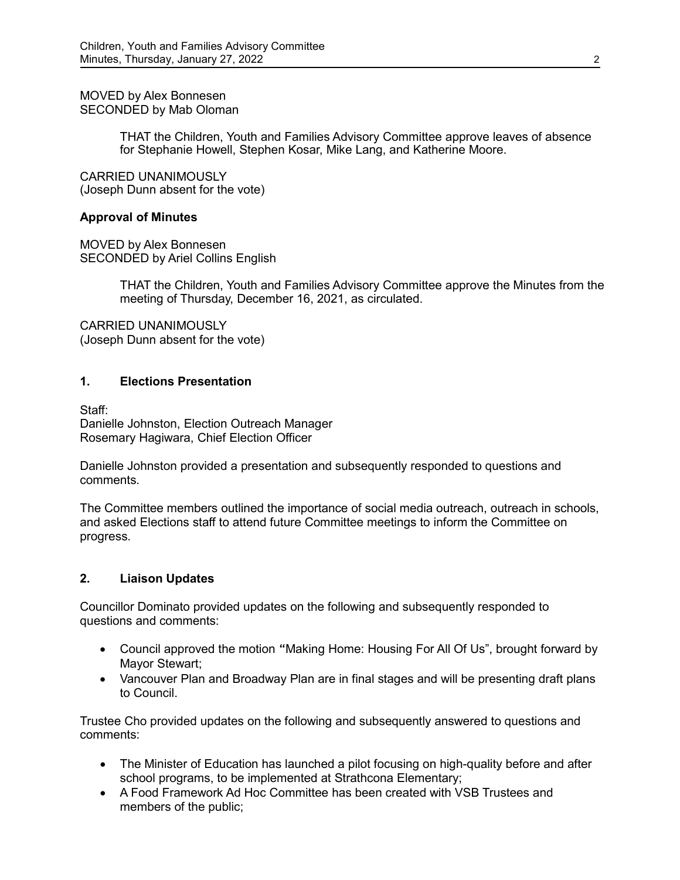MOVED by Alex Bonnesen
SECONDED by Mab Oloman

> THAT the Children, Youth and Families Advisory Committee approve leaves of absence for Stephanie Howell, Stephen Kosar, Mike Lang, and Katherine Moore.

CARRIED UNANIMOUSLY
(Joseph Dunn absent for the vote)

**Approval of Minutes**

MOVED by Alex Bonnesen
SECONDED by Ariel Collins English

> THAT the Children, Youth and Families Advisory Committee approve the Minutes from the meeting of Thursday, December 16, 2021, as circulated.

CARRIED UNANIMOUSLY
(Joseph Dunn absent for the vote)

## 1. Elections Presentation

Staff:
Danielle Johnston, Election Outreach Manager
Rosemary Hagiwara, Chief Election Officer

Danielle Johnston provided a presentation and subsequently responded to questions and comments.

The Committee members outlined the importance of social media outreach, outreach in schools, and asked Elections staff to attend future Committee meetings to inform the Committee on progress.

## 2. Liaison Updates

Councillor Dominato provided updates on the following and subsequently responded to questions and comments:

- Council approved the motion "Making Home: Housing For All Of Us", brought forward by Mayor Stewart;
- Vancouver Plan and Broadway Plan are in final stages and will be presenting draft plans to Council.

Trustee Cho provided updates on the following and subsequently answered to questions and comments:

- The Minister of Education has launched a pilot focusing on high-quality before and after school programs, to be implemented at Strathcona Elementary;
- A Food Framework Ad Hoc Committee has been created with VSB Trustees and members of the public;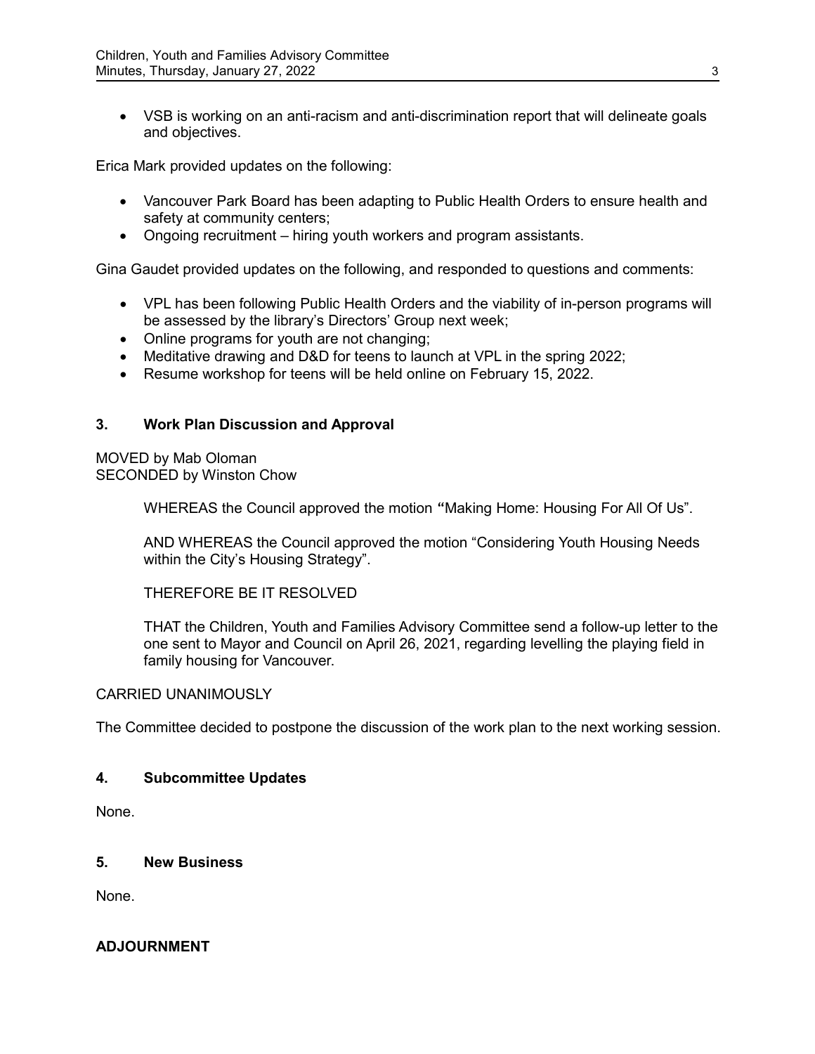- VSB is working on an anti-racism and anti-discrimination report that will delineate goals and objectives.

Erica Mark provided updates on the following:

- Vancouver Park Board has been adapting to Public Health Orders to ensure health and safety at community centers;
- Ongoing recruitment – hiring youth workers and program assistants.

Gina Gaudet provided updates on the following, and responded to questions and comments:

- VPL has been following Public Health Orders and the viability of in-person programs will be assessed by the library's Directors' Group next week;
- Online programs for youth are not changing;
- Meditative drawing and D&D for teens to launch at VPL in the spring 2022;
- Resume workshop for teens will be held online on February 15, 2022.

## 3. Work Plan Discussion and Approval

MOVED by Mab Oloman
SECONDED by Winston Chow

> WHEREAS the Council approved the motion **"**Making Home: Housing For All Of Us".
>
> AND WHEREAS the Council approved the motion "Considering Youth Housing Needs within the City's Housing Strategy".
>
> THEREFORE BE IT RESOLVED
>
> THAT the Children, Youth and Families Advisory Committee send a follow-up letter to the one sent to Mayor and Council on April 26, 2021, regarding levelling the playing field in family housing for Vancouver.

CARRIED UNANIMOUSLY

The Committee decided to postpone the discussion of the work plan to the next working session.

## 4. Subcommittee Updates

None.

## 5. New Business

None.

## ADJOURNMENT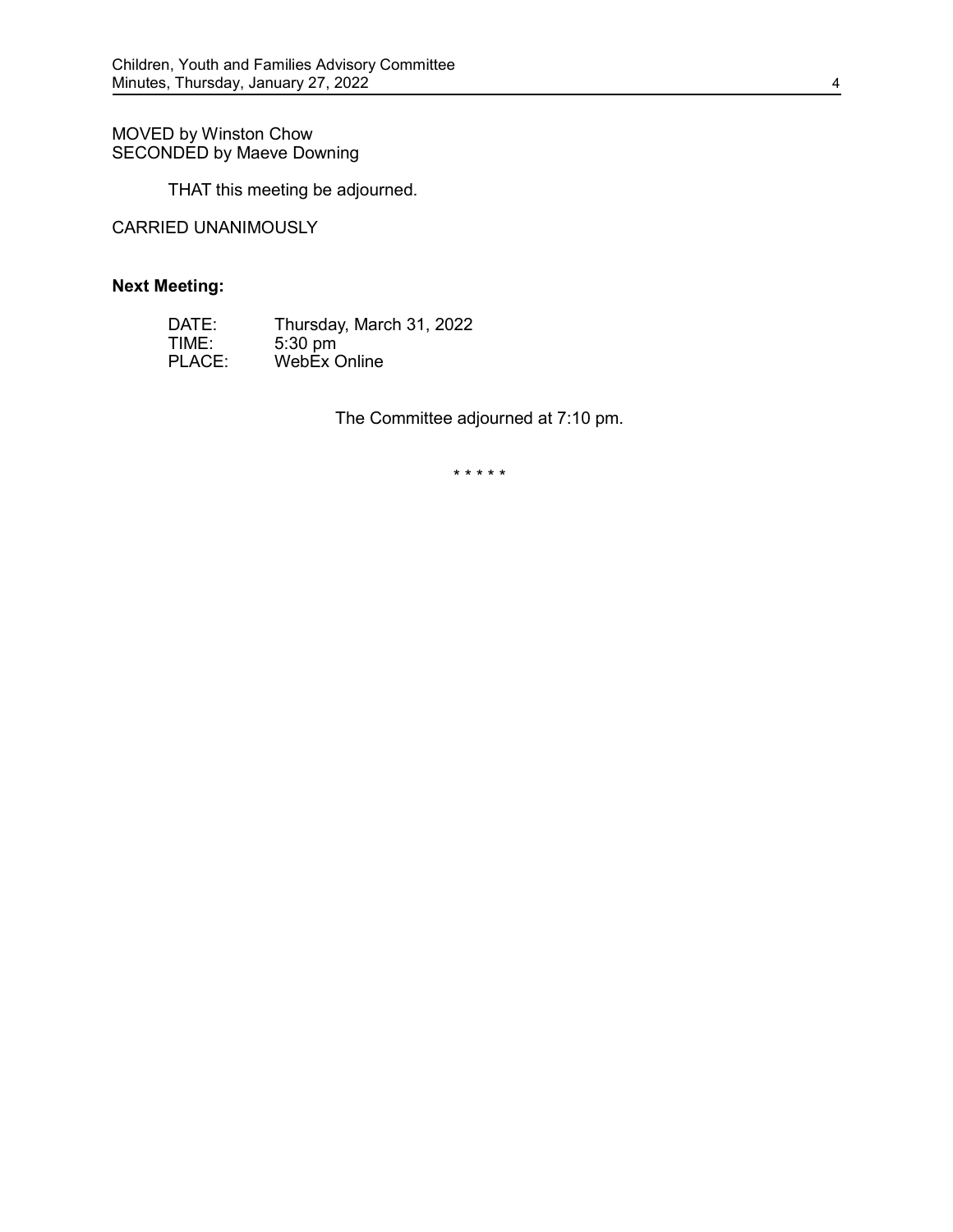MOVED by Winston Chow
SECONDED by Maeve Downing

THAT this meeting be adjourned.

CARRIED UNANIMOUSLY

**Next Meeting:**

DATE: Thursday, March 31, 2022
TIME: 5:30 pm
PLACE: WebEx Online

The Committee adjourned at 7:10 pm.

* * * * *